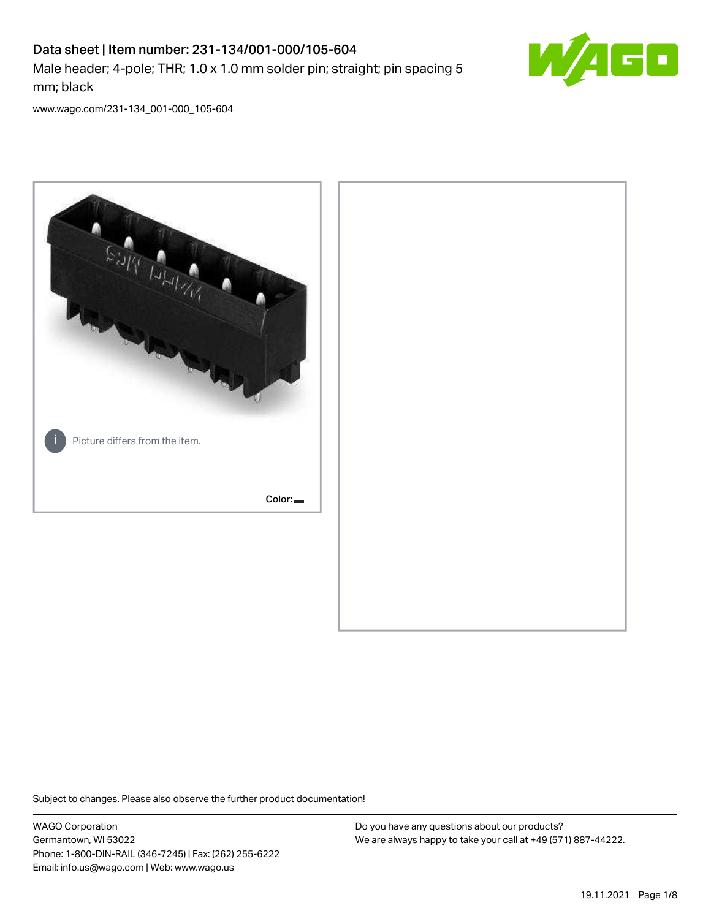# Data sheet | Item number: 231-134/001-000/105-604

Male header; 4-pole; THR; 1.0 x 1.0 mm solder pin; straight; pin spacing 5 mm; black

www.wago.com/231-134_001-000_105-604

Picture differs from the item.

Color:

Subject to changes. Please also observe the further product documentation!

WAGO Corporation
Germantown, WI 53022
Phone: 1-800-DIN-RAIL (346-7245) | Fax: (262) 255-6222
Email: info.us@wago.com | Web: www.wago.us

Do you have any questions about our products?
We are always happy to take your call at +49 (571) 887-44222.

19.11.2021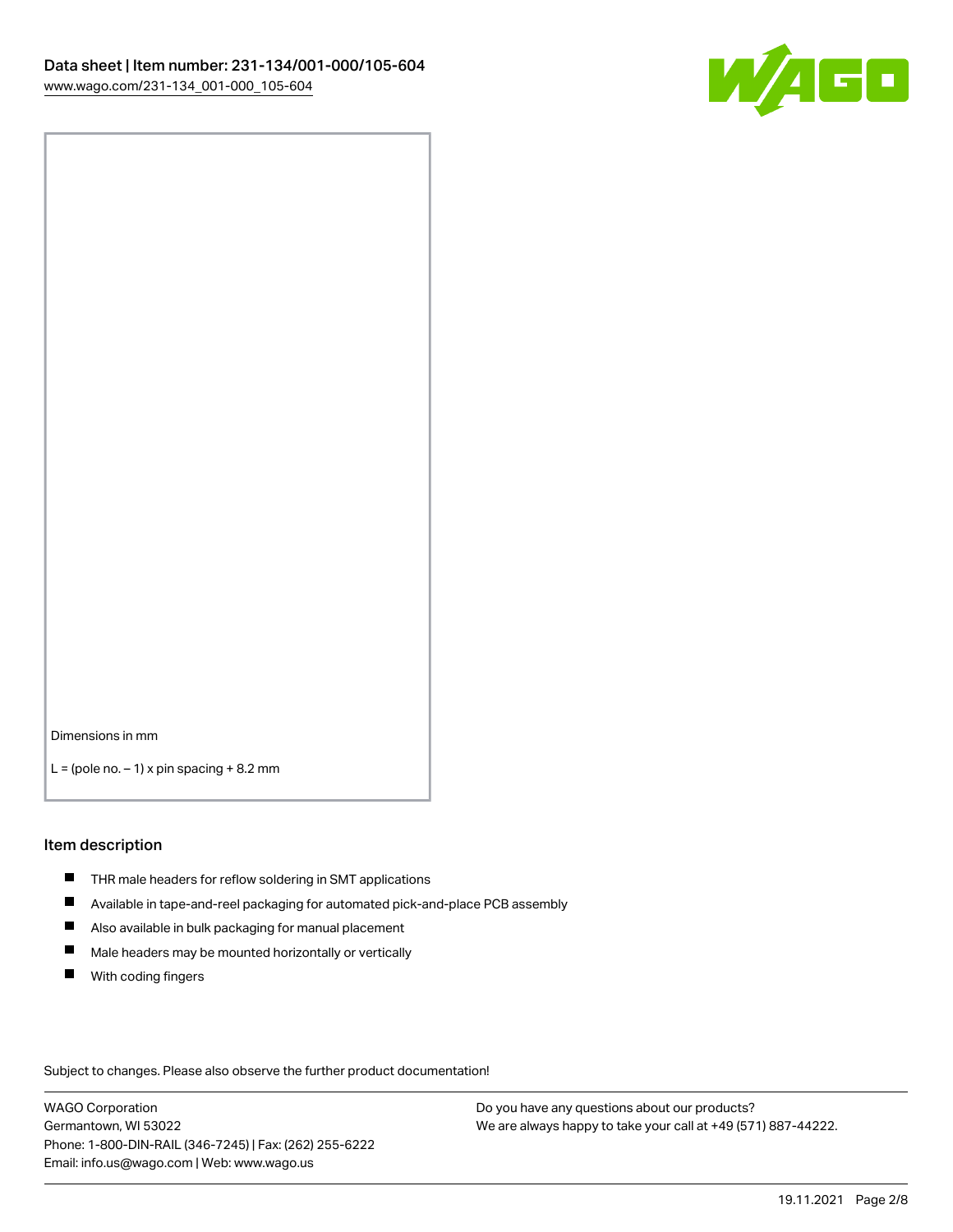Dimensions in mm

L = (pole no. – 1) x pin spacing + 8.2 mm

## Item description

- THR male headers for reflow soldering in SMT applications
- Available in tape-and-reel packaging for automated pick-and-place PCB assembly
- Also available in bulk packaging for manual placement
- Male headers may be mounted horizontally or vertically
- With coding fingers

Subject to changes. Please also observe the further product documentation!

WAGO Corporation
Germantown, WI 53022
Phone: 1-800-DIN-RAIL (346-7245) | Fax: (262) 255-6222
Email: info.us@wago.com | Web: www.wago.us

Do you have any questions about our products?
We are always happy to take your call at +49 (571) 887-44222.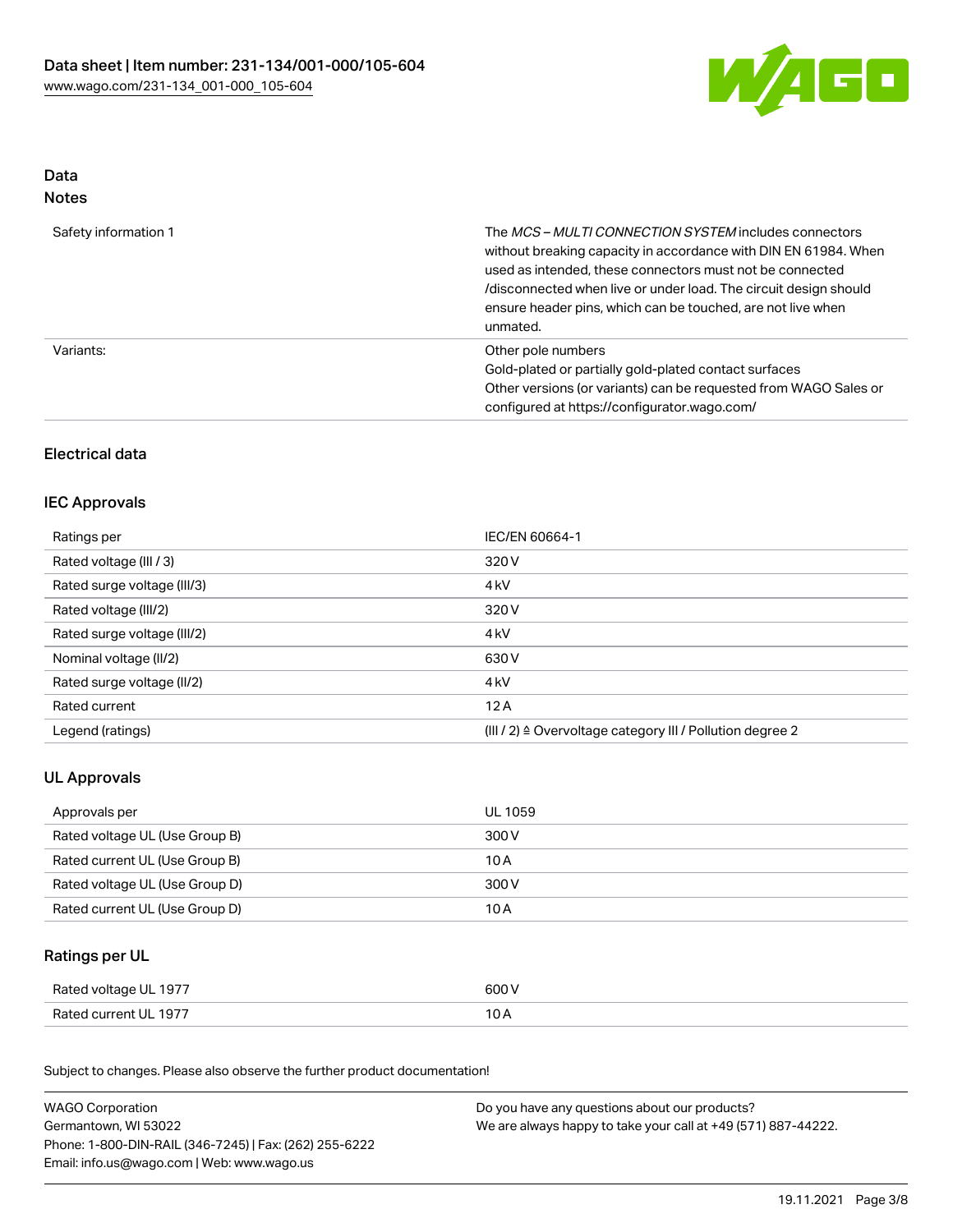## Data
### Notes

| | |
|---|---|
| Safety information 1 | The *MCS – MULTI CONNECTION SYSTEM* includes connectors without breaking capacity in accordance with DIN EN 61984. When used as intended, these connectors must not be connected /disconnected when live or under load. The circuit design should ensure header pins, which can be touched, are not live when unmated. |
| Variants: | Other pole numbers<br>Gold-plated or partially gold-plated contact surfaces<br>Other versions (or variants) can be requested from WAGO Sales or configured at https://configurator.wago.com/ |

## Electrical data

### IEC Approvals

| | |
|---|---|
| Ratings per | IEC/EN 60664-1 |
| Rated voltage (III / 3) | 320 V |
| Rated surge voltage (III/3) | 4 kV |
| Rated voltage (III/2) | 320 V |
| Rated surge voltage (III/2) | 4 kV |
| Nominal voltage (II/2) | 630 V |
| Rated surge voltage (II/2) | 4 kV |
| Rated current | 12 A |
| Legend (ratings) | (III / 2) ≙ Overvoltage category III / Pollution degree 2 |

### UL Approvals

| | |
|---|---|
| Approvals per | UL 1059 |
| Rated voltage UL (Use Group B) | 300 V |
| Rated current UL (Use Group B) | 10 A |
| Rated voltage UL (Use Group D) | 300 V |
| Rated current UL (Use Group D) | 10 A |

### Ratings per UL

| | |
|---|---|
| Rated voltage UL 1977 | 600 V |
| Rated current UL 1977 | 10 A |

Subject to changes. Please also observe the further product documentation!

WAGO Corporation
Germantown, WI 53022
Phone: 1-800-DIN-RAIL (346-7245) | Fax: (262) 255-6222
Email: info.us@wago.com | Web: www.wago.us

Do you have any questions about our products?
We are always happy to take your call at +49 (571) 887-44222.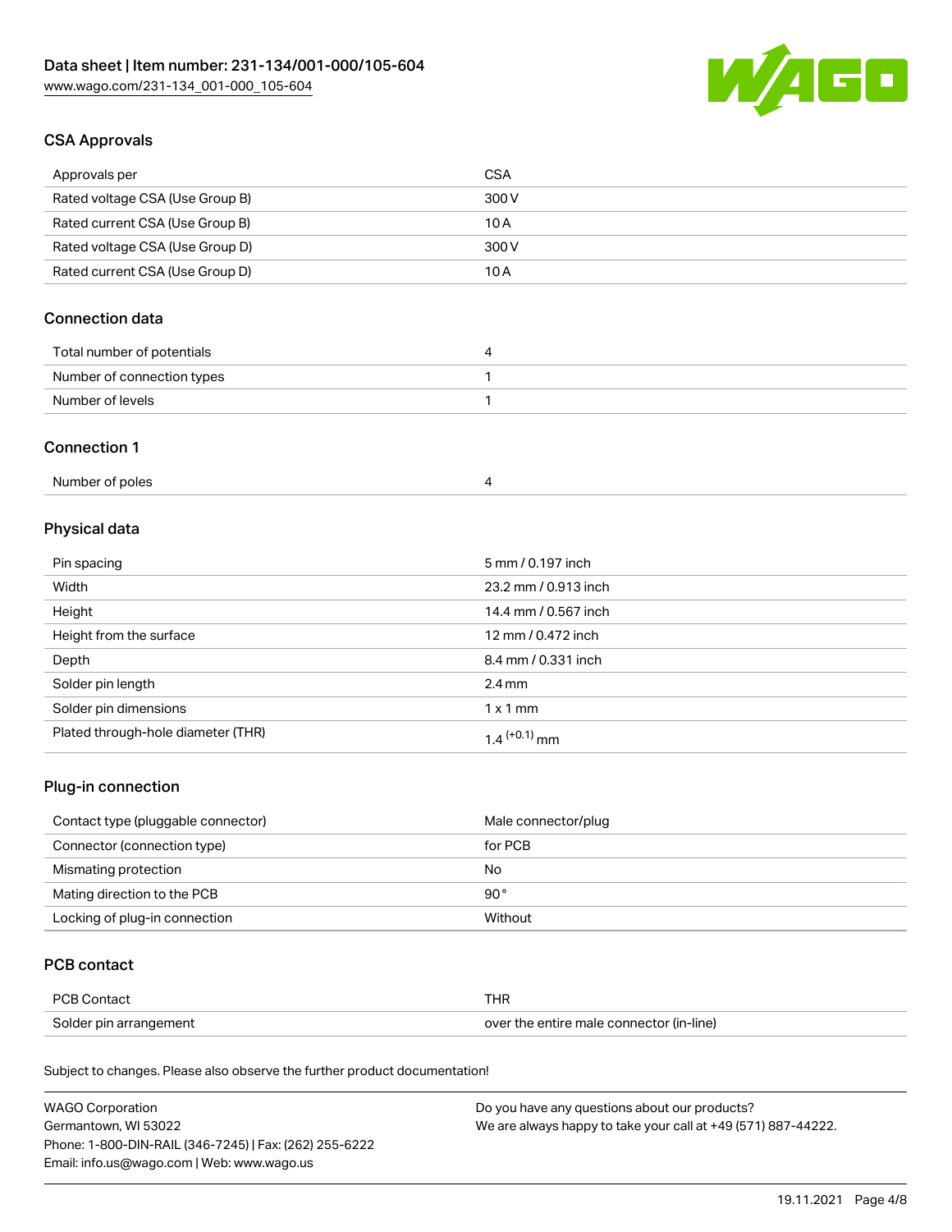## CSA Approvals

| Approvals per | CSA |
| --- | --- |
| Rated voltage CSA (Use Group B) | 300 V |
| Rated current CSA (Use Group B) | 10 A |
| Rated voltage CSA (Use Group D) | 300 V |
| Rated current CSA (Use Group D) | 10 A |

## Connection data

| Total number of potentials | 4 |
| --- | --- |
| Number of connection types | 1 |
| Number of levels | 1 |

## Connection 1

| Number of poles | 4 |
| --- | --- |

## Physical data

| Pin spacing | 5 mm / 0.197 inch |
| --- | --- |
| Width | 23.2 mm / 0.913 inch |
| Height | 14.4 mm / 0.567 inch |
| Height from the surface | 12 mm / 0.472 inch |
| Depth | 8.4 mm / 0.331 inch |
| Solder pin length | 2.4 mm |
| Solder pin dimensions | 1 x 1 mm |
| Plated through-hole diameter (THR) | $1.4^{(+0.1)}$ mm |

## Plug-in connection

| Contact type (pluggable connector) | Male connector/plug |
| --- | --- |
| Connector (connection type) | for PCB |
| Mismating protection | No |
| Mating direction to the PCB | 90° |
| Locking of plug-in connection | Without |

## PCB contact

| PCB Contact | THR |
| --- | --- |
| Solder pin arrangement | over the entire male connector (in-line) |

Subject to changes. Please also observe the further product documentation!

WAGO Corporation
Germantown, WI 53022
Phone: 1-800-DIN-RAIL (346-7245) | Fax: (262) 255-6222
Email: info.us@wago.com | Web: www.wago.us

Do you have any questions about our products?
We are always happy to take your call at +49 (571) 887-44222.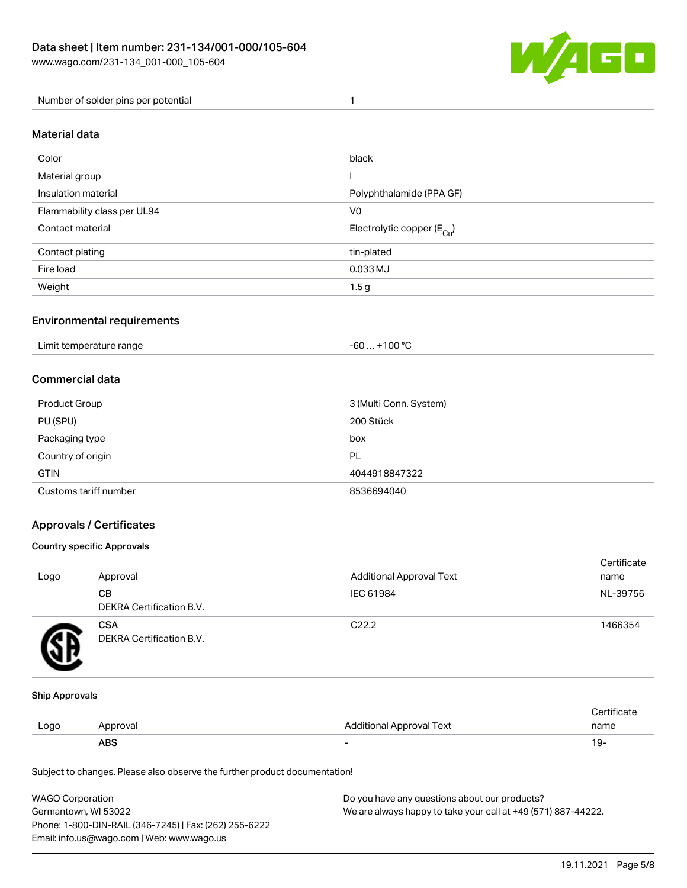| Number of solder pins per potential | 1 |
| --- | --- |

## Material data

| Color | black |
| --- | --- |
| Material group | I |
| Insulation material | Polyphthalamide (PPA GF) |
| Flammability class per UL94 | V0 |
| Contact material | Electrolytic copper ($E_{Cu}$) |
| Contact plating | tin-plated |
| Fire load | 0.033 MJ |
| Weight | 1.5 g |

## Environmental requirements

| Limit temperature range | -60 … +100 °C |
| --- | --- |

## Commercial data

| Product Group | 3 (Multi Conn. System) |
| --- | --- |
| PU (SPU) | 200 Stück |
| Packaging type | box |
| Country of origin | PL |
| GTIN | 4044918847322 |
| Customs tariff number | 8536694040 |

## Approvals / Certificates

### Country specific Approvals

| Logo | Approval | Additional Approval Text | Certificate name |
| --- | --- | --- | --- |
| | **CB** DEKRA Certification B.V. | IEC 61984 | NL-39756 |
| | **CSA** DEKRA Certification B.V. | C22.2 | 1466354 |

### Ship Approvals

| Logo | Approval | Additional Approval Text | Certificate name |
| --- | --- | --- | --- |
| | **ABS** | - | 19- |

Subject to changes. Please also observe the further product documentation!

WAGO Corporation
Germantown, WI 53022
Phone: 1-800-DIN-RAIL (346-7245) | Fax: (262) 255-6222
Email: info.us@wago.com | Web: www.wago.us

Do you have any questions about our products?
We are always happy to take your call at +49 (571) 887-44222.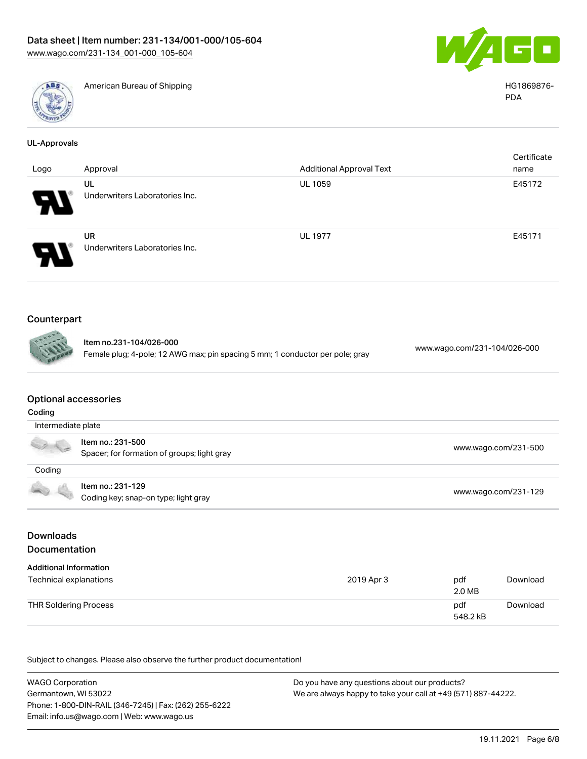| | | |
|---|---|---|
| | American Bureau of Shipping | HG1869876-PDA |

### UL-Approvals

| Logo | Approval | Additional Approval Text | Certificate name |
|---|---|---|---|
| | UL<br>Underwriters Laboratories Inc. | UL 1059 | E45172 |
| | UR<br>Underwriters Laboratories Inc. | UL 1977 | E45171 |

## Counterpart

| | | |
|---|---|---|
| | **Item no.231-104/026-000**<br>Female plug; 4-pole; 12 AWG max; pin spacing 5 mm; 1 conductor per pole; gray | www.wago.com/231-104/026-000 |

## Optional accessories

**Coding**

| | | |
|---|---|---|
| Intermediate plate | | |
| | **Item no.: 231-500**<br>Spacer; for formation of groups; light gray | www.wago.com/231-500 |
| Coding | | |
| | **Item no.: 231-129**<br>Coding key; snap-on type; light gray | www.wago.com/231-129 |

## Downloads

## Documentation

**Additional Information**

| | | | |
|---|---|---|---|
| Technical explanations | 2019 Apr 3 | pdf<br>2.0 MB | Download |
| THR Soldering Process | | pdf<br>548.2 kB | Download |

Subject to changes. Please also observe the further product documentation!

WAGO Corporation
Germantown, WI 53022
Phone: 1-800-DIN-RAIL (346-7245) | Fax: (262) 255-6222
Email: info.us@wago.com | Web: www.wago.us

Do you have any questions about our products?
We are always happy to take your call at +49 (571) 887-44222.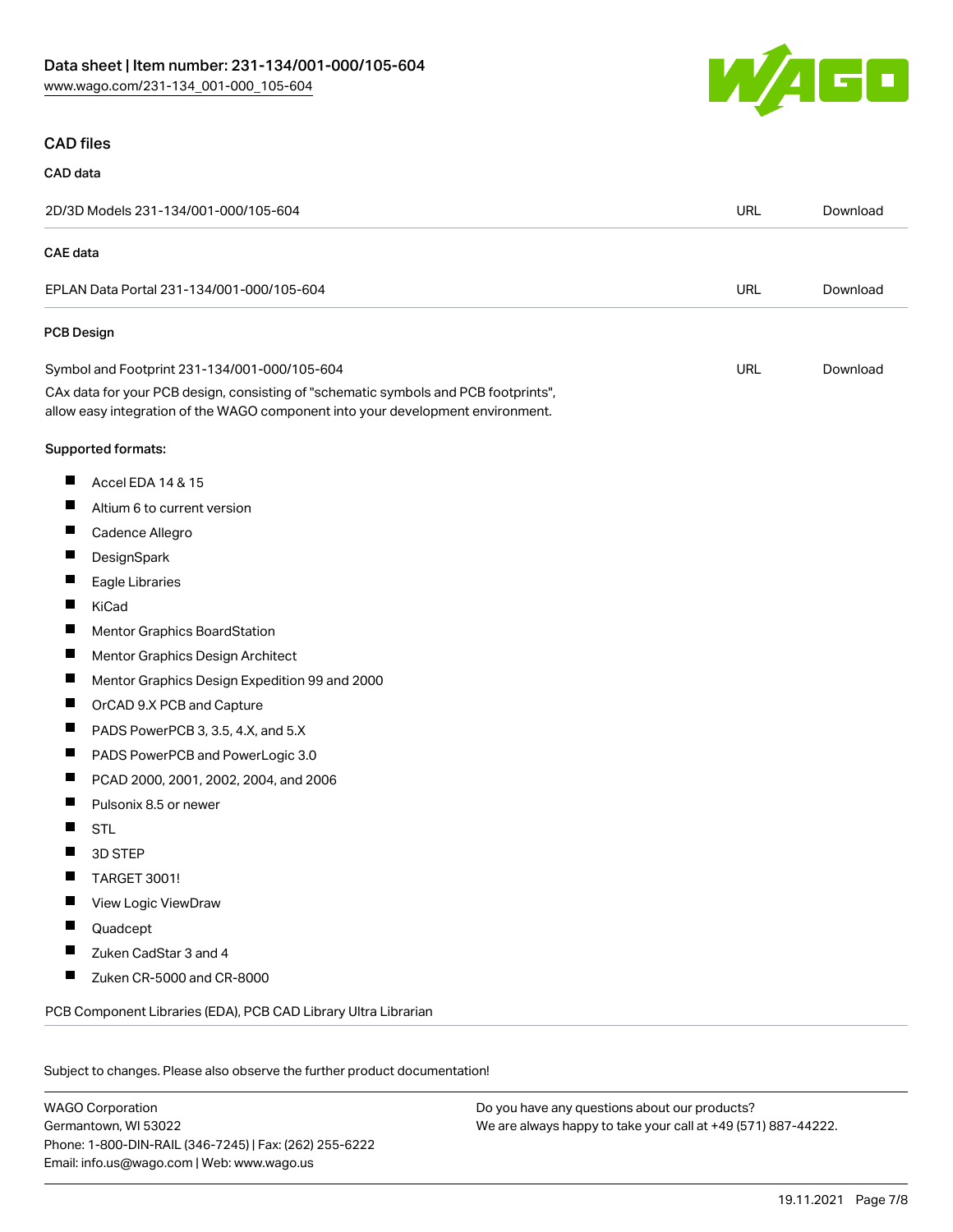## CAD files

### CAD data

| 2D/3D Models 231-134/001-000/105-604 | URL | Download |
|---|---|---|

### CAE data

| EPLAN Data Portal 231-134/001-000/105-604 | URL | Download |
|---|---|---|

### PCB Design

| Symbol and Footprint 231-134/001-000/105-604 | URL | Download |
|---|---|---|

CAx data for your PCB design, consisting of "schematic symbols and PCB footprints", allow easy integration of the WAGO component into your development environment.

Supported formats:

- Accel EDA 14 & 15
- Altium 6 to current version
- Cadence Allegro
- DesignSpark
- Eagle Libraries
- KiCad
- Mentor Graphics BoardStation
- Mentor Graphics Design Architect
- Mentor Graphics Design Expedition 99 and 2000
- OrCAD 9.X PCB and Capture
- PADS PowerPCB 3, 3.5, 4.X, and 5.X
- PADS PowerPCB and PowerLogic 3.0
- PCAD 2000, 2001, 2002, 2004, and 2006
- Pulsonix 8.5 or newer
- STL
- 3D STEP
- TARGET 3001!
- View Logic ViewDraw
- Quadcept
- Zuken CadStar 3 and 4
- Zuken CR-5000 and CR-8000

PCB Component Libraries (EDA), PCB CAD Library Ultra Librarian

Subject to changes. Please also observe the further product documentation!

WAGO Corporation
Germantown, WI 53022
Phone: 1-800-DIN-RAIL (346-7245) | Fax: (262) 255-6222
Email: info.us@wago.com | Web: www.wago.us

Do you have any questions about our products?
We are always happy to take your call at +49 (571) 887-44222.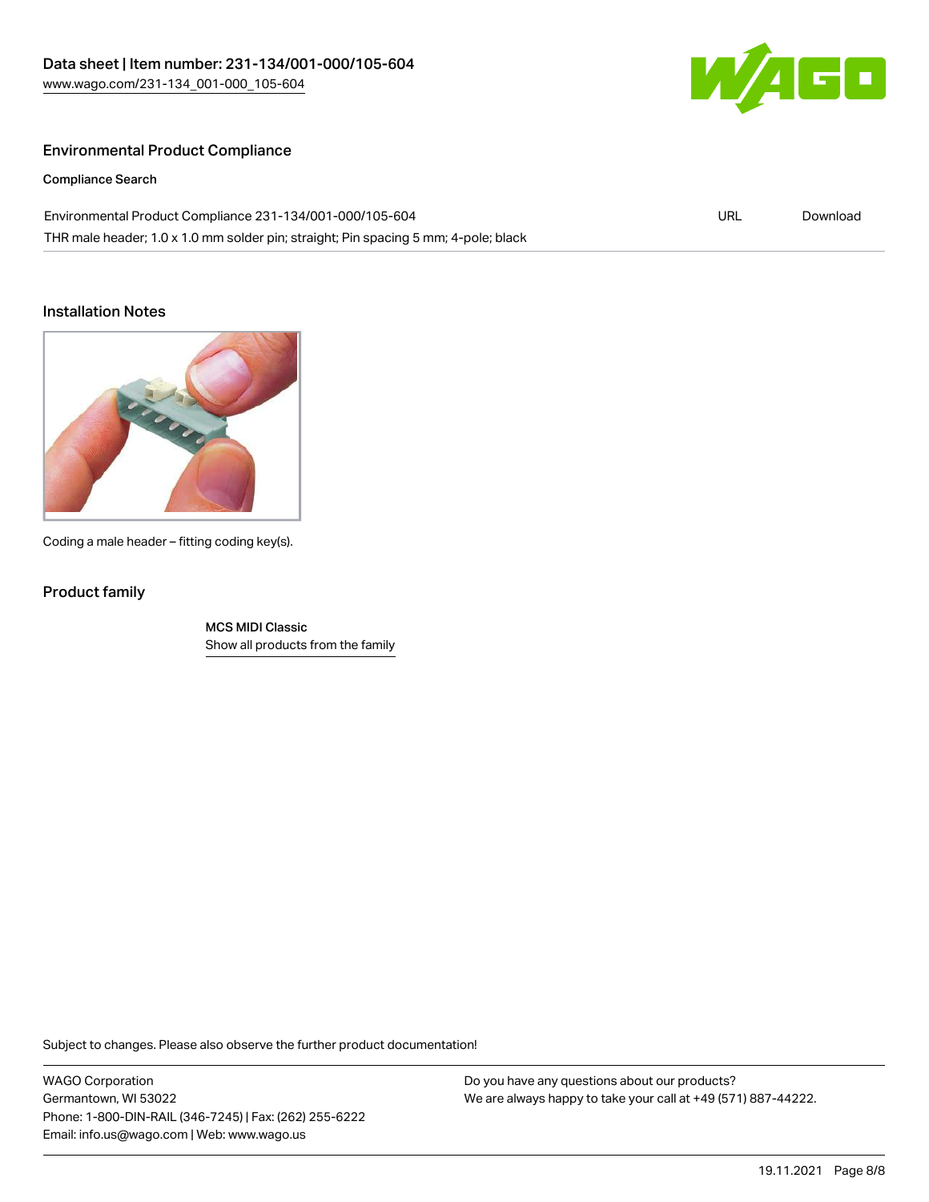## Environmental Product Compliance

### Compliance Search

| | | |
|---|---|---|
| Environmental Product Compliance 231-134/001-000/105-604<br>THR male header; 1.0 x 1.0 mm solder pin; straight; Pin spacing 5 mm; 4-pole; black | URL | Download |

## Installation Notes

Coding a male header – fitting coding key(s).

## Product family

MCS MIDI Classic
Show all products from the family

Subject to changes. Please also observe the further product documentation!

WAGO Corporation
Germantown, WI 53022
Phone: 1-800-DIN-RAIL (346-7245) | Fax: (262) 255-6222
Email: info.us@wago.com | Web: www.wago.us

Do you have any questions about our products?
We are always happy to take your call at +49 (571) 887-44222.